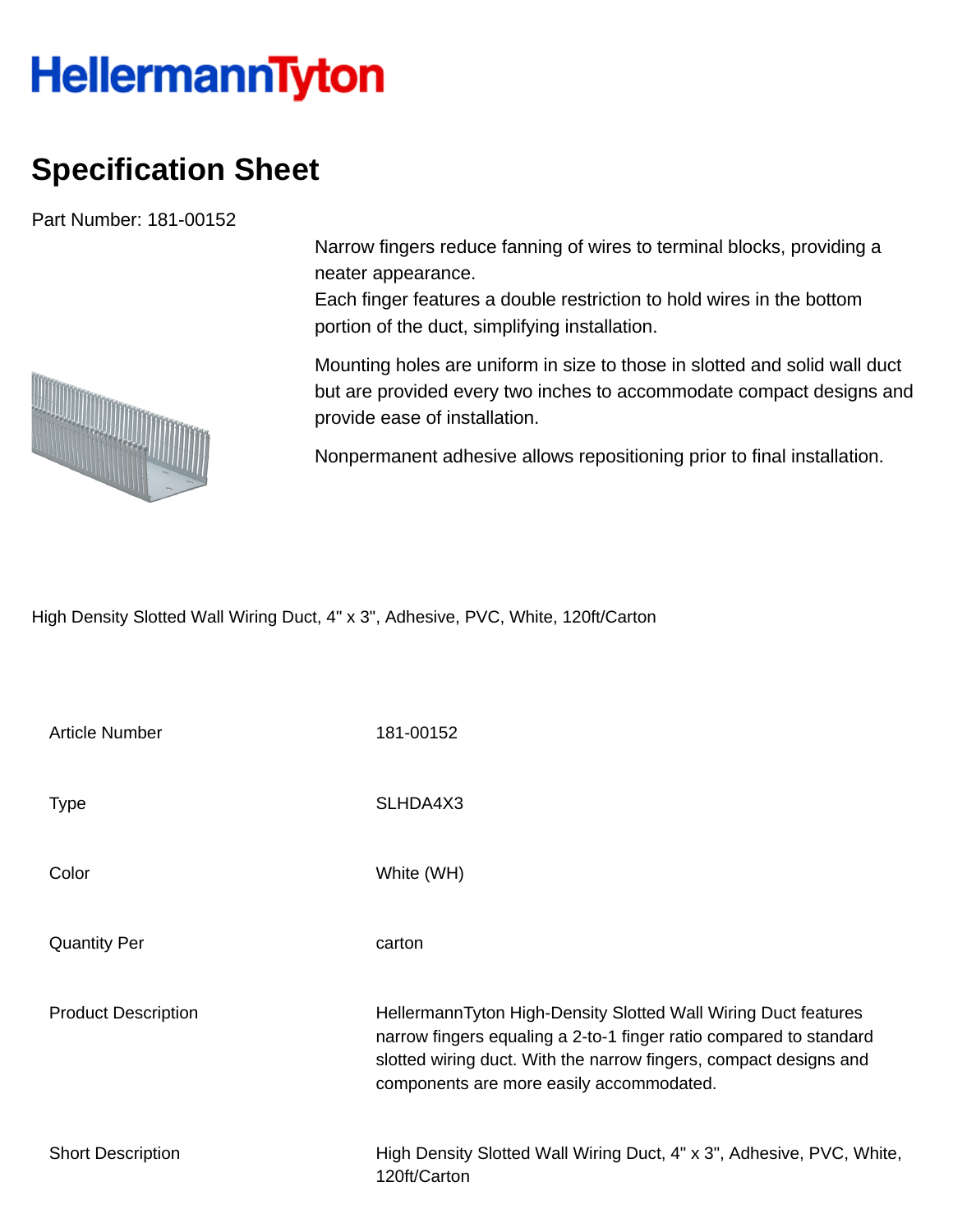HellermannTyton

# Specification Sheet

Part Number: 181-00152

Narrow fingers reduce fanning of wires to terminal blocks, providing a neater appearance.
Each finger features a double restriction to hold wires in the bottom portion of the duct, simplifying installation.

Mounting holes are uniform in size to those in slotted and solid wall duct but are provided every two inches to accommodate compact designs and provide ease of installation.

Nonpermanent adhesive allows repositioning prior to final installation.

High Density Slotted Wall Wiring Duct, 4" x 3", Adhesive, PVC, White, 120ft/Carton

| | |
|---|---|
| Article Number | 181-00152 |
| Type | SLHDA4X3 |
| Color | White (WH) |
| Quantity Per | carton |
| Product Description | HellermannTyton High-Density Slotted Wall Wiring Duct features narrow fingers equaling a 2-to-1 finger ratio compared to standard slotted wiring duct. With the narrow fingers, compact designs and components are more easily accommodated. |
| Short Description | High Density Slotted Wall Wiring Duct, 4" x 3", Adhesive, PVC, White, 120ft/Carton |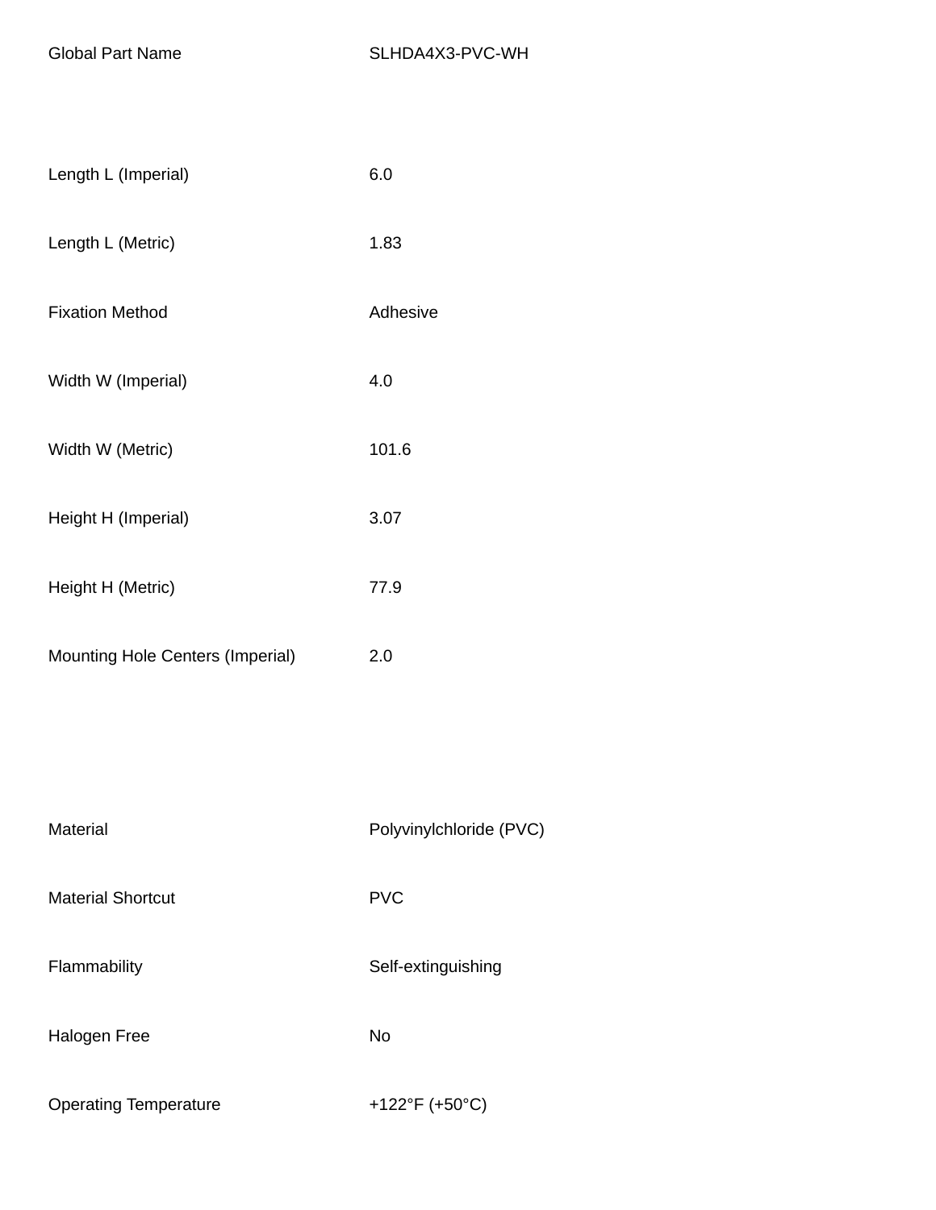| | |
|---|---|
| Global Part Name | SLHDA4X3-PVC-WH |
| Length L (Imperial) | 6.0 |
| Length L (Metric) | 1.83 |
| Fixation Method | Adhesive |
| Width W (Imperial) | 4.0 |
| Width W (Metric) | 101.6 |
| Height H (Imperial) | 3.07 |
| Height H (Metric) | 77.9 |
| Mounting Hole Centers (Imperial) | 2.0 |
| Material | Polyvinylchloride (PVC) |
| Material Shortcut | PVC |
| Flammability | Self-extinguishing |
| Halogen Free | No |
| Operating Temperature | +122°F (+50°C) |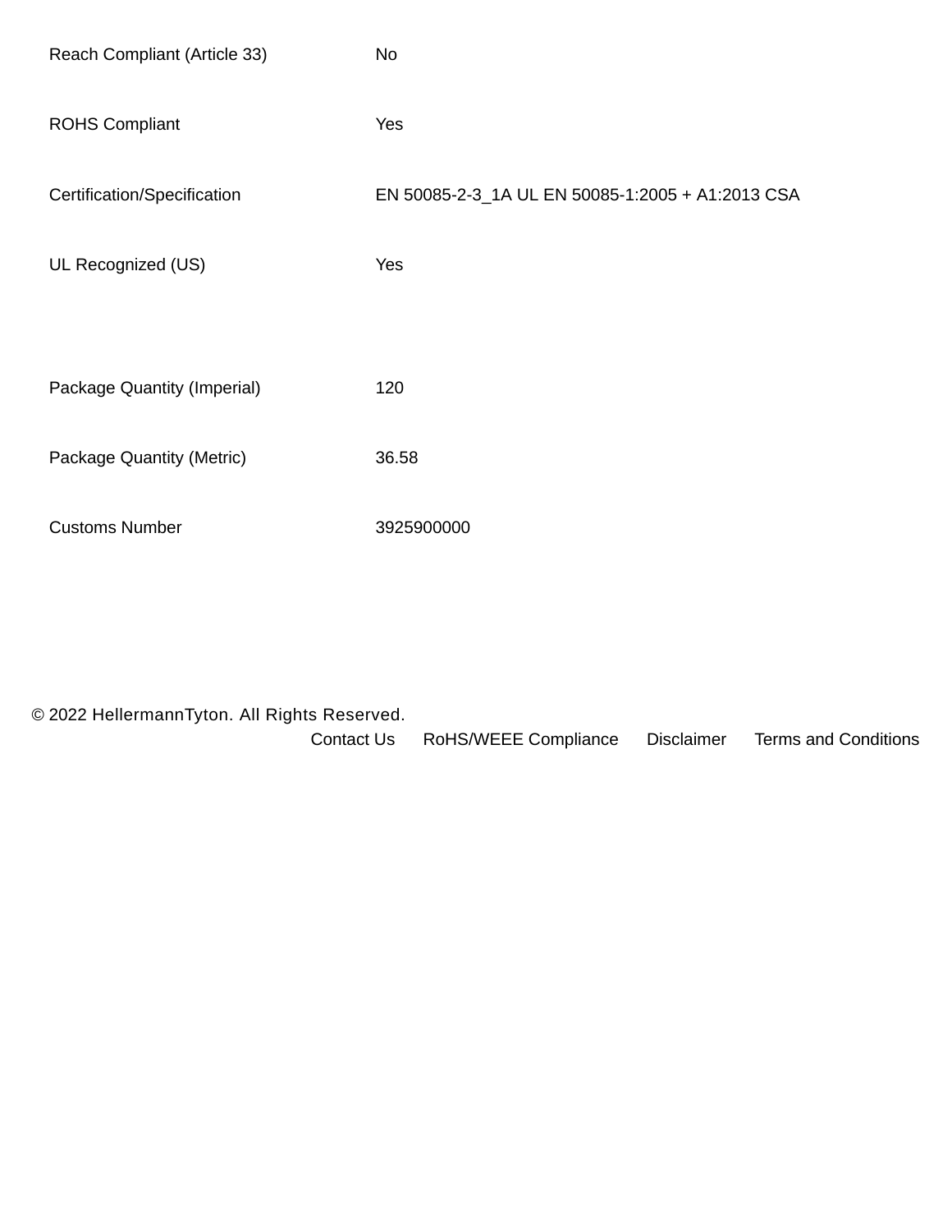| | |
|---|---|
| Reach Compliant (Article 33) | No |
| ROHS Compliant | Yes |
| Certification/Specification | EN 50085-2-3_1A UL EN 50085-1:2005 + A1:2013 CSA |
| UL Recognized (US) | Yes |

| | |
|---|---|
| Package Quantity (Imperial) | 120 |
| Package Quantity (Metric) | 36.58 |
| Customs Number | 3925900000 |

© 2022 HellermannTyton. All Rights Reserved.

Contact Us RoHS/WEEE Compliance Disclaimer Terms and Conditions